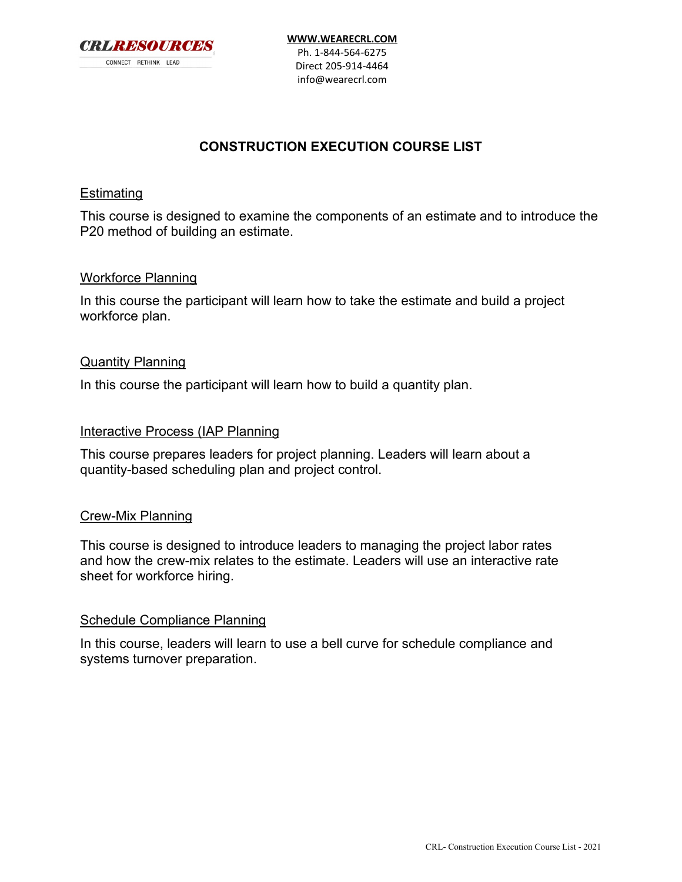CRLRESOURCES

CONNECT RETHINK LEAD

**WWW.WEARECRL.COM**
Ph. 1-844-564-6275
Direct 205-914-4464
info@wearecrl.com

# CONSTRUCTION EXECUTION COURSE LIST

## Estimating

This course is designed to examine the components of an estimate and to introduce the P20 method of building an estimate.

## Workforce Planning

In this course the participant will learn how to take the estimate and build a project workforce plan.

## Quantity Planning

In this course the participant will learn how to build a quantity plan.

## Interactive Process (IAP Planning

This course prepares leaders for project planning. Leaders will learn about a quantity-based scheduling plan and project control.

## Crew-Mix Planning

This course is designed to introduce leaders to managing the project labor rates and how the crew-mix relates to the estimate. Leaders will use an interactive rate sheet for workforce hiring.

## Schedule Compliance Planning

In this course, leaders will learn to use a bell curve for schedule compliance and systems turnover preparation.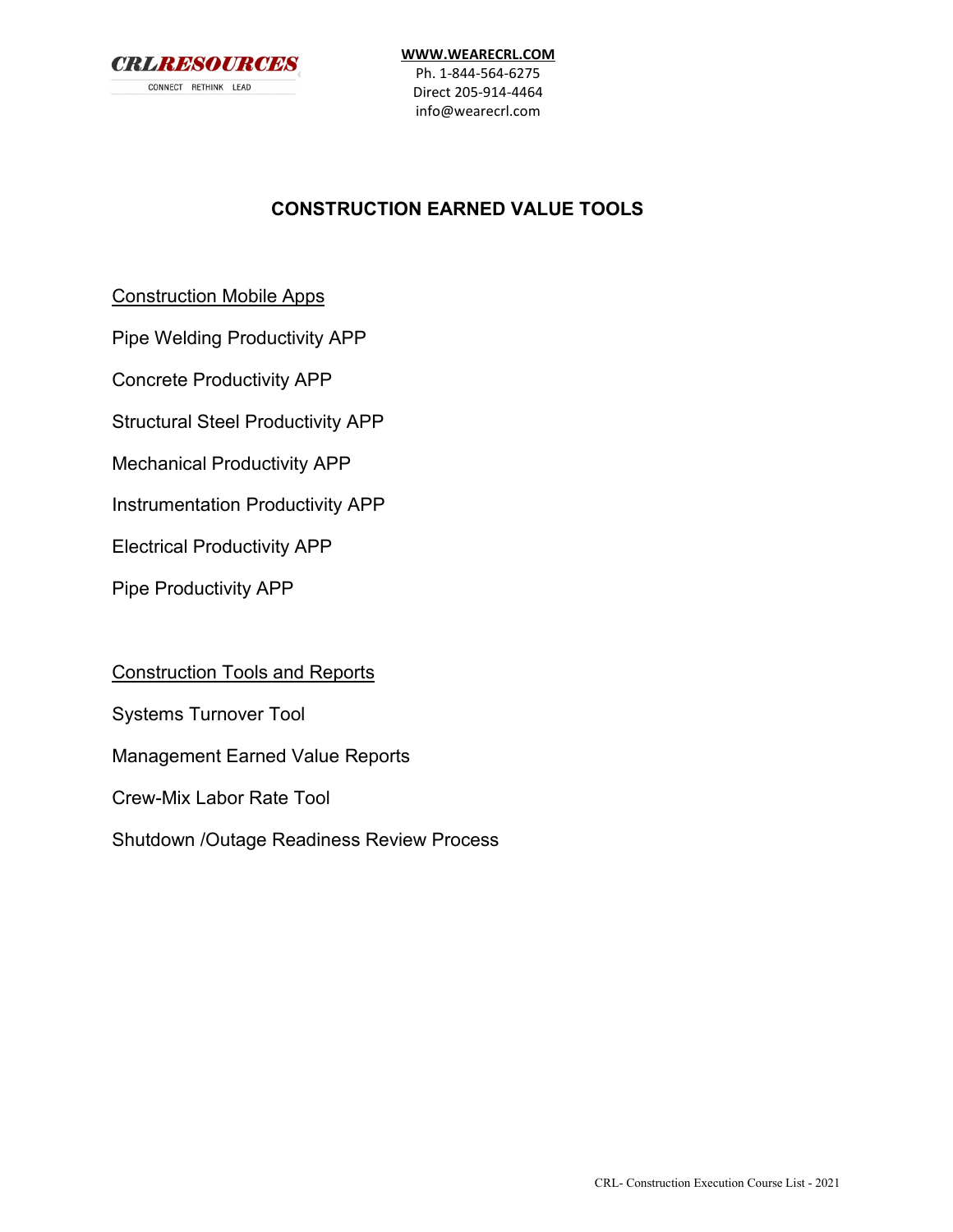CRLRESOURCES

CONNECT RETHINK LEAD

**WWW.WEARECRL.COM**
Ph. 1-844-564-6275
Direct 205-914-4464
info@wearecrl.com

# CONSTRUCTION EARNED VALUE TOOLS

## Construction Mobile Apps

Pipe Welding Productivity APP

Concrete Productivity APP

Structural Steel Productivity APP

Mechanical Productivity APP

Instrumentation Productivity APP

Electrical Productivity APP

Pipe Productivity APP

## Construction Tools and Reports

Systems Turnover Tool

Management Earned Value Reports

Crew-Mix Labor Rate Tool

Shutdown /Outage Readiness Review Process